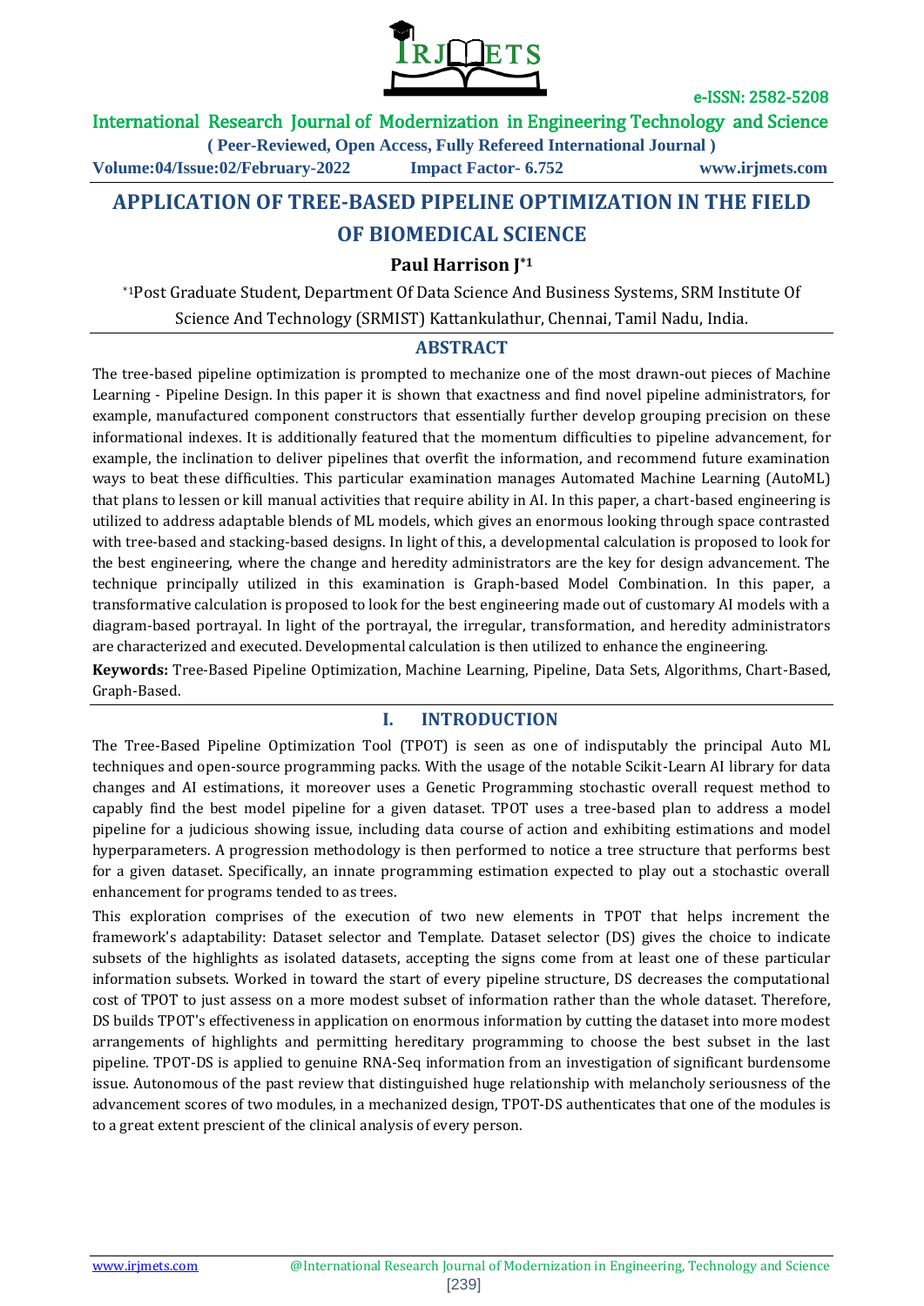# APPLICATION OF TREE-BASED PIPELINE OPTIMIZATION IN THE FIELD OF BIOMEDICAL SCIENCE

**Paul Harrison J[*1]**

[*1]Post Graduate Student, Department Of Data Science And Business Systems, SRM Institute Of Science And Technology (SRMIST) Kattankulathur, Chennai, Tamil Nadu, India.

## ABSTRACT

The tree-based pipeline optimization is prompted to mechanize one of the most drawn-out pieces of Machine Learning - Pipeline Design. In this paper it is shown that exactness and find novel pipeline administrators, for example, manufactured component constructors that essentially further develop grouping precision on these informational indexes. It is additionally featured that the momentum difficulties to pipeline advancement, for example, the inclination to deliver pipelines that overfit the information, and recommend future examination ways to beat these difficulties. This particular examination manages Automated Machine Learning (AutoML) that plans to lessen or kill manual activities that require ability in AI. In this paper, a chart-based engineering is utilized to address adaptable blends of ML models, which gives an enormous looking through space contrasted with tree-based and stacking-based designs. In light of this, a developmental calculation is proposed to look for the best engineering, where the change and heredity administrators are the key for design advancement. The technique principally utilized in this examination is Graph-based Model Combination. In this paper, a transformative calculation is proposed to look for the best engineering made out of customary AI models with a diagram-based portrayal. In light of the portrayal, the irregular, transformation, and heredity administrators are characterized and executed. Developmental calculation is then utilized to enhance the engineering.

**Keywords:** Tree-Based Pipeline Optimization, Machine Learning, Pipeline, Data Sets, Algorithms, Chart-Based, Graph-Based.

## I. INTRODUCTION

The Tree-Based Pipeline Optimization Tool (TPOT) is seen as one of indisputably the principal Auto ML techniques and open-source programming packs. With the usage of the notable Scikit-Learn AI library for data changes and AI estimations, it moreover uses a Genetic Programming stochastic overall request method to capably find the best model pipeline for a given dataset. TPOT uses a tree-based plan to address a model pipeline for a judicious showing issue, including data course of action and exhibiting estimations and model hyperparameters. A progression methodology is then performed to notice a tree structure that performs best for a given dataset. Specifically, an innate programming estimation expected to play out a stochastic overall enhancement for programs tended to as trees.

This exploration comprises of the execution of two new elements in TPOT that helps increment the framework's adaptability: Dataset selector and Template. Dataset selector (DS) gives the choice to indicate subsets of the highlights as isolated datasets, accepting the signs come from at least one of these particular information subsets. Worked in toward the start of every pipeline structure, DS decreases the computational cost of TPOT to just assess on a more modest subset of information rather than the whole dataset. Therefore, DS builds TPOT's effectiveness in application on enormous information by cutting the dataset into more modest arrangements of highlights and permitting hereditary programming to choose the best subset in the last pipeline. TPOT-DS is applied to genuine RNA-Seq information from an investigation of significant burdensome issue. Autonomous of the past review that distinguished huge relationship with melancholy seriousness of the advancement scores of two modules, in a mechanized design, TPOT-DS authenticates that one of the modules is to a great extent prescient of the clinical analysis of every person.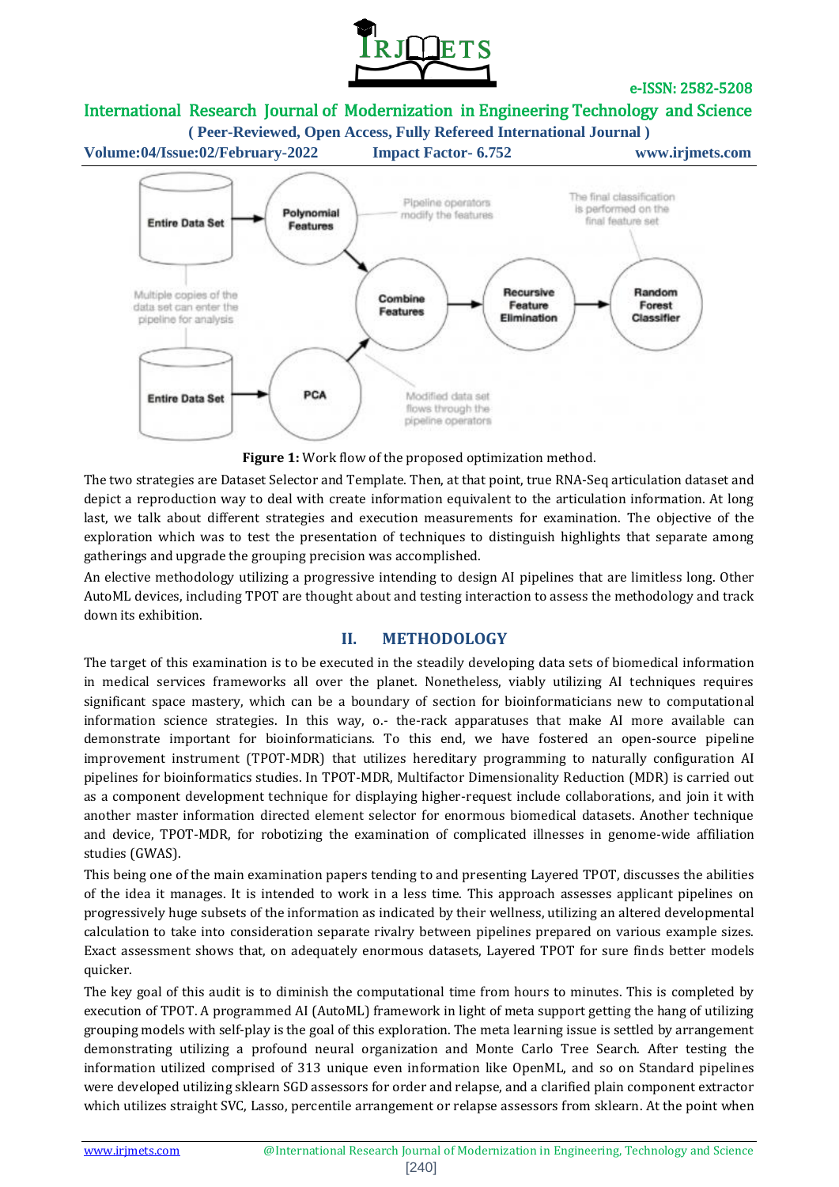**Figure 1:** Work flow of the proposed optimization method.

The two strategies are Dataset Selector and Template. Then, at that point, true RNA-Seq articulation dataset and depict a reproduction way to deal with create information equivalent to the articulation information. At long last, we talk about different strategies and execution measurements for examination. The objective of the exploration which was to test the presentation of techniques to distinguish highlights that separate among gatherings and upgrade the grouping precision was accomplished.

An elective methodology utilizing a progressive intending to design AI pipelines that are limitless long. Other AutoML devices, including TPOT are thought about and testing interaction to assess the methodology and track down its exhibition.

## II. METHODOLOGY

The target of this examination is to be executed in the steadily developing data sets of biomedical information in medical services frameworks all over the planet. Nonetheless, viably utilizing AI techniques requires significant space mastery, which can be a boundary of section for bioinformaticians new to computational information science strategies. In this way, o.- the-rack apparatuses that make AI more available can demonstrate important for bioinformaticians. To this end, we have fostered an open-source pipeline improvement instrument (TPOT-MDR) that utilizes hereditary programming to naturally configuration AI pipelines for bioinformatics studies. In TPOT-MDR, Multifactor Dimensionality Reduction (MDR) is carried out as a component development technique for displaying higher-request include collaborations, and join it with another master information directed element selector for enormous biomedical datasets. Another technique and device, TPOT-MDR, for robotizing the examination of complicated illnesses in genome-wide affiliation studies (GWAS).

This being one of the main examination papers tending to and presenting Layered TPOT, discusses the abilities of the idea it manages. It is intended to work in a less time. This approach assesses applicant pipelines on progressively huge subsets of the information as indicated by their wellness, utilizing an altered developmental calculation to take into consideration separate rivalry between pipelines prepared on various example sizes. Exact assessment shows that, on adequately enormous datasets, Layered TPOT for sure finds better models quicker.

The key goal of this audit is to diminish the computational time from hours to minutes. This is completed by execution of TPOT. A programmed AI (AutoML) framework in light of meta support getting the hang of utilizing grouping models with self-play is the goal of this exploration. The meta learning issue is settled by arrangement demonstrating utilizing a profound neural organization and Monte Carlo Tree Search. After testing the information utilized comprised of 313 unique even information like OpenML, and so on Standard pipelines were developed utilizing sklearn SGD assessors for order and relapse, and a clarified plain component extractor which utilizes straight SVC, Lasso, percentile arrangement or relapse assessors from sklearn. At the point when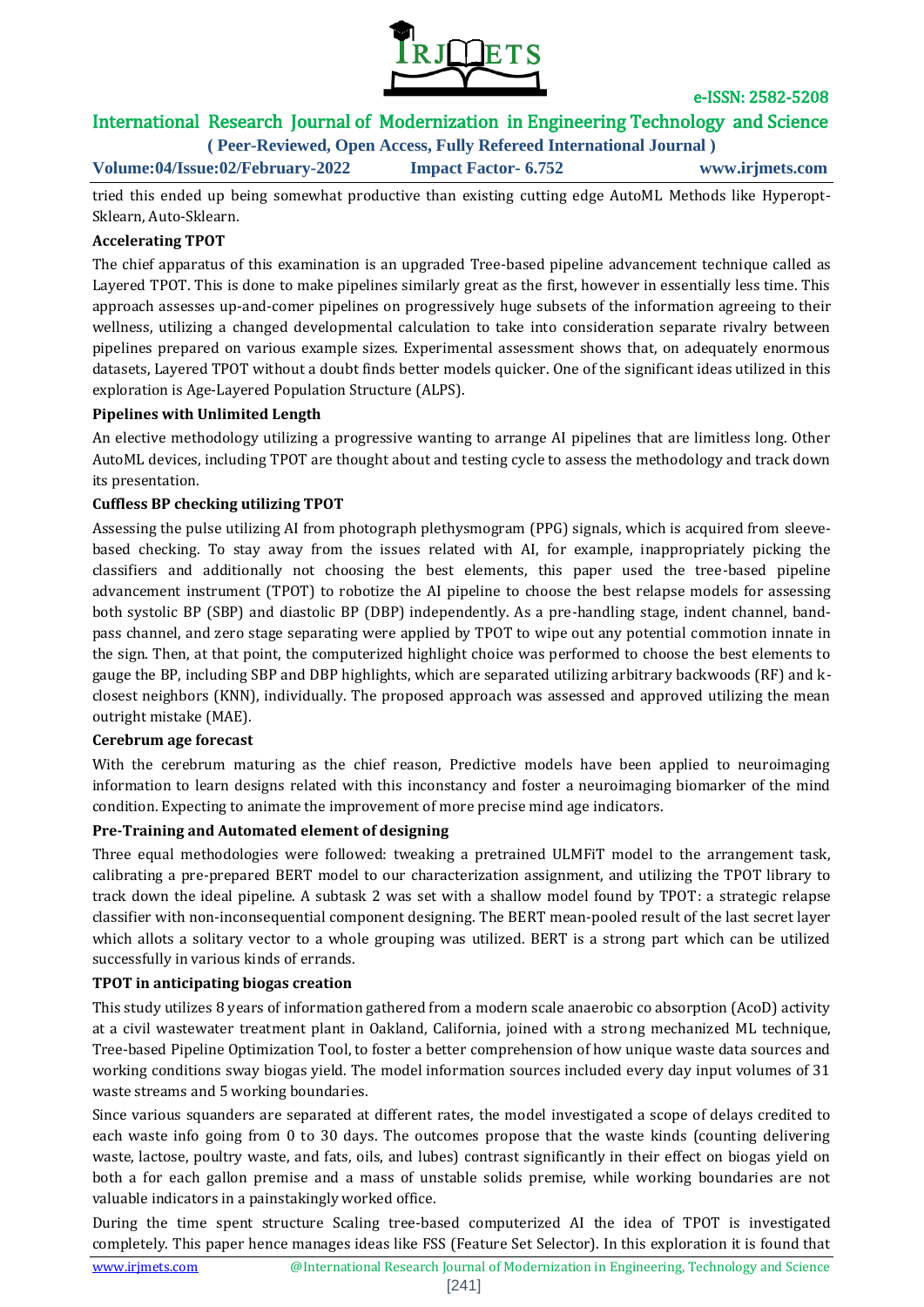tried this ended up being somewhat productive than existing cutting edge AutoML Methods like Hyperopt-Sklearn, Auto-Sklearn.

**Accelerating TPOT**

The chief apparatus of this examination is an upgraded Tree-based pipeline advancement technique called as Layered TPOT. This is done to make pipelines similarly great as the first, however in essentially less time. This approach assesses up-and-comer pipelines on progressively huge subsets of the information agreeing to their wellness, utilizing a changed developmental calculation to take into consideration separate rivalry between pipelines prepared on various example sizes. Experimental assessment shows that, on adequately enormous datasets, Layered TPOT without a doubt finds better models quicker. One of the significant ideas utilized in this exploration is Age-Layered Population Structure (ALPS).

**Pipelines with Unlimited Length**

An elective methodology utilizing a progressive wanting to arrange AI pipelines that are limitless long. Other AutoML devices, including TPOT are thought about and testing cycle to assess the methodology and track down its presentation.

**Cuffless BP checking utilizing TPOT**

Assessing the pulse utilizing AI from photograph plethysmogram (PPG) signals, which is acquired from sleeve-based checking. To stay away from the issues related with AI, for example, inappropriately picking the classifiers and additionally not choosing the best elements, this paper used the tree-based pipeline advancement instrument (TPOT) to robotize the AI pipeline to choose the best relapse models for assessing both systolic BP (SBP) and diastolic BP (DBP) independently. As a pre-handling stage, indent channel, band-pass channel, and zero stage separating were applied by TPOT to wipe out any potential commotion innate in the sign. Then, at that point, the computerized highlight choice was performed to choose the best elements to gauge the BP, including SBP and DBP highlights, which are separated utilizing arbitrary backwoods (RF) and k-closest neighbors (KNN), individually. The proposed approach was assessed and approved utilizing the mean outright mistake (MAE).

**Cerebrum age forecast**

With the cerebrum maturing as the chief reason, Predictive models have been applied to neuroimaging information to learn designs related with this inconstancy and foster a neuroimaging biomarker of the mind condition. Expecting to animate the improvement of more precise mind age indicators.

**Pre-Training and Automated element of designing**

Three equal methodologies were followed: tweaking a pretrained ULMFiT model to the arrangement task, calibrating a pre-prepared BERT model to our characterization assignment, and utilizing the TPOT library to track down the ideal pipeline. A subtask 2 was set with a shallow model found by TPOT: a strategic relapse classifier with non-inconsequential component designing. The BERT mean-pooled result of the last secret layer which allots a solitary vector to a whole grouping was utilized. BERT is a strong part which can be utilized successfully in various kinds of errands.

**TPOT in anticipating biogas creation**

This study utilizes 8 years of information gathered from a modern scale anaerobic co absorption (AcoD) activity at a civil wastewater treatment plant in Oakland, California, joined with a strong mechanized ML technique, Tree-based Pipeline Optimization Tool, to foster a better comprehension of how unique waste data sources and working conditions sway biogas yield. The model information sources included every day input volumes of 31 waste streams and 5 working boundaries.

Since various squanders are separated at different rates, the model investigated a scope of delays credited to each waste info going from 0 to 30 days. The outcomes propose that the waste kinds (counting delivering waste, lactose, poultry waste, and fats, oils, and lubes) contrast significantly in their effect on biogas yield on both a for each gallon premise and a mass of unstable solids premise, while working boundaries are not valuable indicators in a painstakingly worked office.

During the time spent structure Scaling tree-based computerized AI the idea of TPOT is investigated completely. This paper hence manages ideas like FSS (Feature Set Selector). In this exploration it is found that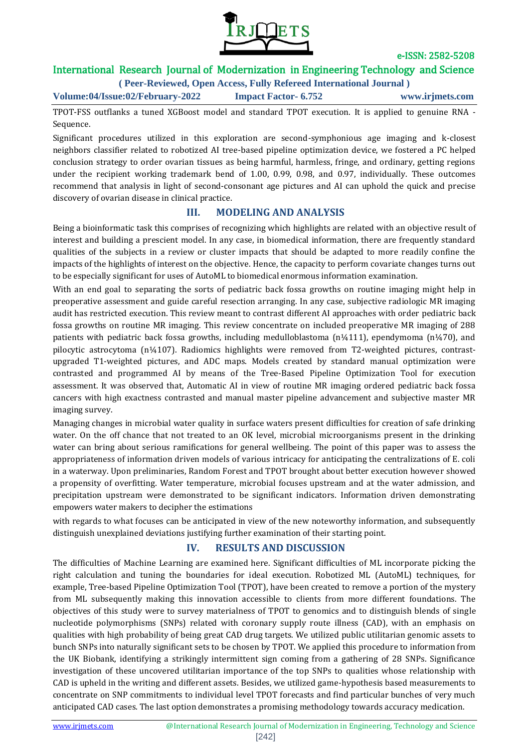TPOT-FSS outflanks a tuned XGBoost model and standard TPOT execution. It is applied to genuine RNA - Sequence.

Significant procedures utilized in this exploration are second-symphonious age imaging and k-closest neighbors classifier related to robotized AI tree-based pipeline optimization device, we fostered a PC helped conclusion strategy to order ovarian tissues as being harmful, harmless, fringe, and ordinary, getting regions under the recipient working trademark bend of 1.00, 0.99, 0.98, and 0.97, individually. These outcomes recommend that analysis in light of second-consonant age pictures and AI can uphold the quick and precise discovery of ovarian disease in clinical practice.

## III. MODELING AND ANALYSIS

Being a bioinformatic task this comprises of recognizing which highlights are related with an objective result of interest and building a prescient model. In any case, in biomedical information, there are frequently standard qualities of the subjects in a review or cluster impacts that should be adapted to more readily confine the impacts of the highlights of interest on the objective. Hence, the capacity to perform covariate changes turns out to be especially significant for uses of AutoML to biomedical enormous information examination.

With an end goal to separating the sorts of pediatric back fossa growths on routine imaging might help in preoperative assessment and guide careful resection arranging. In any case, subjective radiologic MR imaging audit has restricted execution. This review meant to contrast different AI approaches with order pediatric back fossa growths on routine MR imaging. This review concentrate on included preoperative MR imaging of 288 patients with pediatric back fossa growths, including medulloblastoma (n¼111), ependymoma (n¼70), and pilocytic astrocytoma (n¼107). Radiomics highlights were removed from T2-weighted pictures, contrast-upgraded T1-weighted pictures, and ADC maps. Models created by standard manual optimization were contrasted and programmed AI by means of the Tree-Based Pipeline Optimization Tool for execution assessment. It was observed that, Automatic AI in view of routine MR imaging ordered pediatric back fossa cancers with high exactness contrasted and manual master pipeline advancement and subjective master MR imaging survey.

Managing changes in microbial water quality in surface waters present difficulties for creation of safe drinking water. On the off chance that not treated to an OK level, microbial microorganisms present in the drinking water can bring about serious ramifications for general wellbeing. The point of this paper was to assess the appropriateness of information driven models of various intricacy for anticipating the centralizations of E. coli in a waterway. Upon preliminaries, Random Forest and TPOT brought about better execution however showed a propensity of overfitting. Water temperature, microbial focuses upstream and at the water admission, and precipitation upstream were demonstrated to be significant indicators. Information driven demonstrating empowers water makers to decipher the estimations

with regards to what focuses can be anticipated in view of the new noteworthy information, and subsequently distinguish unexplained deviations justifying further examination of their starting point.

## IV. RESULTS AND DISCUSSION

The difficulties of Machine Learning are examined here. Significant difficulties of ML incorporate picking the right calculation and tuning the boundaries for ideal execution. Robotized ML (AutoML) techniques, for example, Tree-based Pipeline Optimization Tool (TPOT), have been created to remove a portion of the mystery from ML subsequently making this innovation accessible to clients from more different foundations. The objectives of this study were to survey materialness of TPOT to genomics and to distinguish blends of single nucleotide polymorphisms (SNPs) related with coronary supply route illness (CAD), with an emphasis on qualities with high probability of being great CAD drug targets. We utilized public utilitarian genomic assets to bunch SNPs into naturally significant sets to be chosen by TPOT. We applied this procedure to information from the UK Biobank, identifying a strikingly intermittent sign coming from a gathering of 28 SNPs. Significance investigation of these uncovered utilitarian importance of the top SNPs to qualities whose relationship with CAD is upheld in the writing and different assets. Besides, we utilized game-hypothesis based measurements to concentrate on SNP commitments to individual level TPOT forecasts and find particular bunches of very much anticipated CAD cases. The last option demonstrates a promising methodology towards accuracy medication.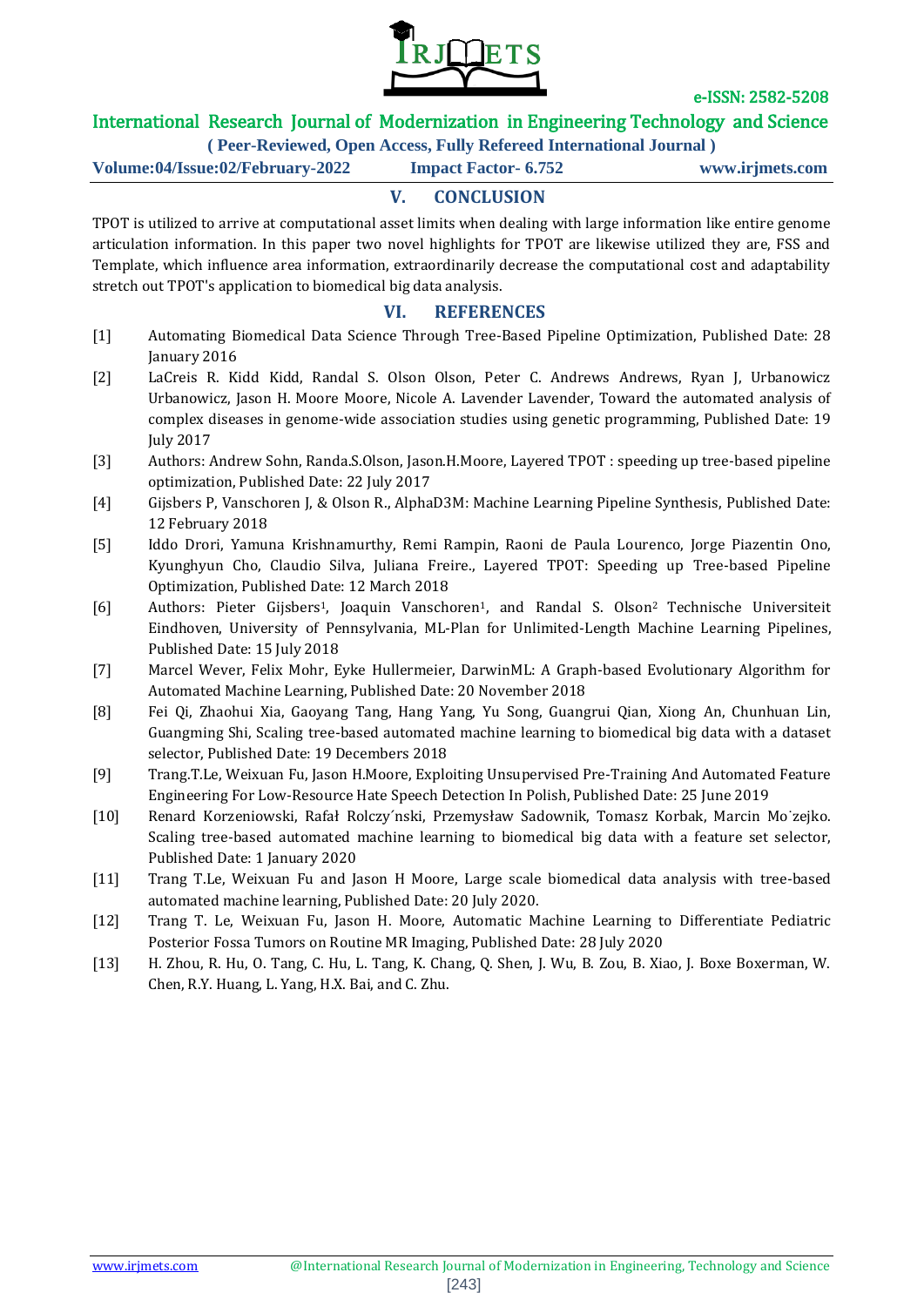## V. CONCLUSION

TPOT is utilized to arrive at computational asset limits when dealing with large information like entire genome articulation information. In this paper two novel highlights for TPOT are likewise utilized they are, FSS and Template, which influence area information, extraordinarily decrease the computational cost and adaptability stretch out TPOT's application to biomedical big data analysis.

## VI. REFERENCES

[1] Automating Biomedical Data Science Through Tree-Based Pipeline Optimization, Published Date: 28 January 2016

[2] LaCreis R. Kidd Kidd, Randal S. Olson Olson, Peter C. Andrews Andrews, Ryan J, Urbanowicz Urbanowicz, Jason H. Moore Moore, Nicole A. Lavender Lavender, Toward the automated analysis of complex diseases in genome-wide association studies using genetic programming, Published Date: 19 July 2017

[3] Authors: Andrew Sohn, Randa.S.Olson, Jason.H.Moore, Layered TPOT : speeding up tree-based pipeline optimization, Published Date: 22 July 2017

[4] Gijsbers P, Vanschoren J, & Olson R., AlphaD3M: Machine Learning Pipeline Synthesis, Published Date: 12 February 2018

[5] Iddo Drori, Yamuna Krishnamurthy, Remi Rampin, Raoni de Paula Lourenco, Jorge Piazentin Ono, Kyunghyun Cho, Claudio Silva, Juliana Freire., Layered TPOT: Speeding up Tree-based Pipeline Optimization, Published Date: 12 March 2018

[6] Authors: Pieter Gijsbers[1], Joaquin Vanschoren[1], and Randal S. Olson[2] Technische Universiteit Eindhoven, University of Pennsylvania, ML-Plan for Unlimited-Length Machine Learning Pipelines, Published Date: 15 July 2018

[7] Marcel Wever, Felix Mohr, Eyke Hullermeier, DarwinML: A Graph-based Evolutionary Algorithm for Automated Machine Learning, Published Date: 20 November 2018

[8] Fei Qi, Zhaohui Xia, Gaoyang Tang, Hang Yang, Yu Song, Guangrui Qian, Xiong An, Chunhuan Lin, Guangming Shi, Scaling tree-based automated machine learning to biomedical big data with a dataset selector, Published Date: 19 Decembers 2018

[9] Trang.T.Le, Weixuan Fu, Jason H.Moore, Exploiting Unsupervised Pre-Training And Automated Feature Engineering For Low-Resource Hate Speech Detection In Polish, Published Date: 25 June 2019

[10] Renard Korzeniowski, Rafał Rolczy´nski, Przemysław Sadownik, Tomasz Korbak, Marcin Mo˙zejko. Scaling tree-based automated machine learning to biomedical big data with a feature set selector, Published Date: 1 January 2020

[11] Trang T.Le, Weixuan Fu and Jason H Moore, Large scale biomedical data analysis with tree-based automated machine learning, Published Date: 20 July 2020.

[12] Trang T. Le, Weixuan Fu, Jason H. Moore, Automatic Machine Learning to Differentiate Pediatric Posterior Fossa Tumors on Routine MR Imaging, Published Date: 28 July 2020

[13] H. Zhou, R. Hu, O. Tang, C. Hu, L. Tang, K. Chang, Q. Shen, J. Wu, B. Zou, B. Xiao, J. Boxe Boxerman, W. Chen, R.Y. Huang, L. Yang, H.X. Bai, and C. Zhu.